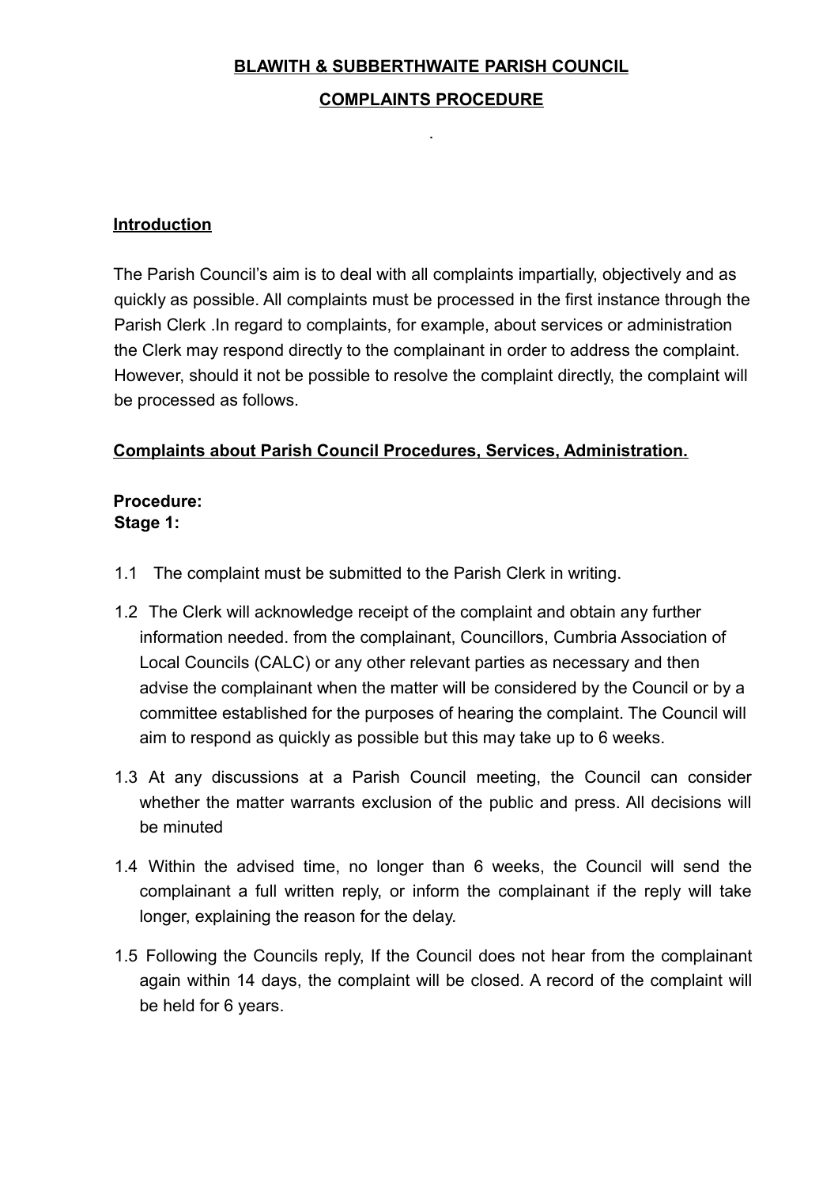# BLAWITH & SUBBERTHWAITE PARISH COUNCIL

## COMPLAINTS PROCEDURE

.

### Introduction

The Parish Council's aim is to deal with all complaints impartially, objectively and as quickly as possible. All complaints must be processed in the first instance through the Parish Clerk .In regard to complaints, for example, about services or administration the Clerk may respond directly to the complainant in order to address the complaint. However, should it not be possible to resolve the complaint directly, the complaint will be processed as follows.

### Complaints about Parish Council Procedures, Services, Administration.

**Procedure:**
**Stage 1:**

1.1 The complaint must be submitted to the Parish Clerk in writing.

1.2 The Clerk will acknowledge receipt of the complaint and obtain any further information needed. from the complainant, Councillors, Cumbria Association of Local Councils (CALC) or any other relevant parties as necessary and then advise the complainant when the matter will be considered by the Council or by a committee established for the purposes of hearing the complaint. The Council will aim to respond as quickly as possible but this may take up to 6 weeks.

1.3 At any discussions at a Parish Council meeting, the Council can consider whether the matter warrants exclusion of the public and press. All decisions will be minuted

1.4 Within the advised time, no longer than 6 weeks, the Council will send the complainant a full written reply, or inform the complainant if the reply will take longer, explaining the reason for the delay.

1.5 Following the Councils reply, If the Council does not hear from the complainant again within 14 days, the complaint will be closed. A record of the complaint will be held for 6 years.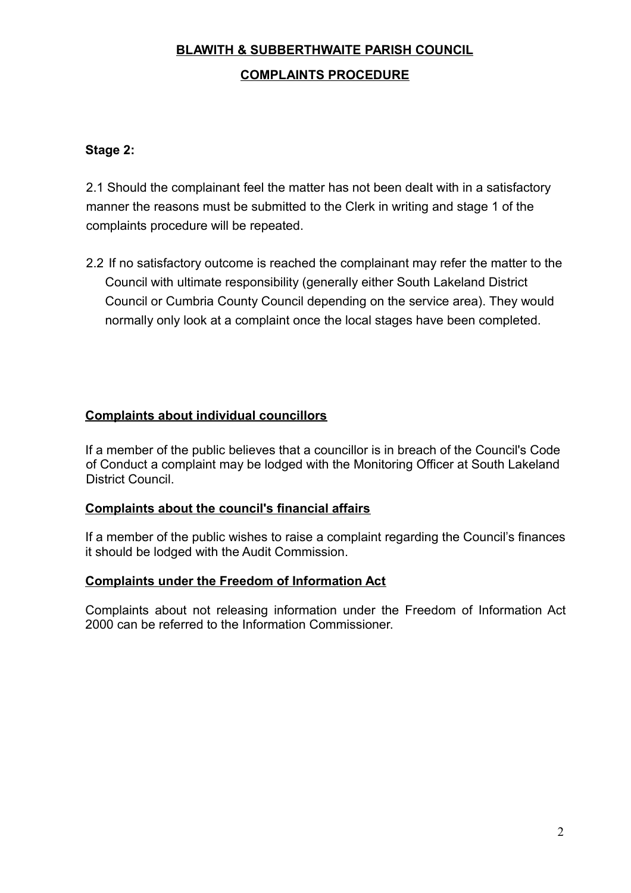**BLAWITH & SUBBERTHWAITE PARISH COUNCIL**

**COMPLAINTS PROCEDURE**

**Stage 2:**

2.1 Should the complainant feel the matter has not been dealt with in a satisfactory manner the reasons must be submitted to the Clerk in writing and stage 1 of the complaints procedure will be repeated.

2.2 If no satisfactory outcome is reached the complainant may refer the matter to the Council with ultimate responsibility (generally either South Lakeland District Council or Cumbria County Council depending on the service area). They would normally only look at a complaint once the local stages have been completed.

**Complaints about individual councillors**

If a member of the public believes that a councillor is in breach of the Council's Code of Conduct a complaint may be lodged with the Monitoring Officer at South Lakeland District Council.

**Complaints about the council's financial affairs**

If a member of the public wishes to raise a complaint regarding the Council's finances it should be lodged with the Audit Commission.

**Complaints under the Freedom of Information Act**

Complaints about not releasing information under the Freedom of Information Act 2000 can be referred to the Information Commissioner.